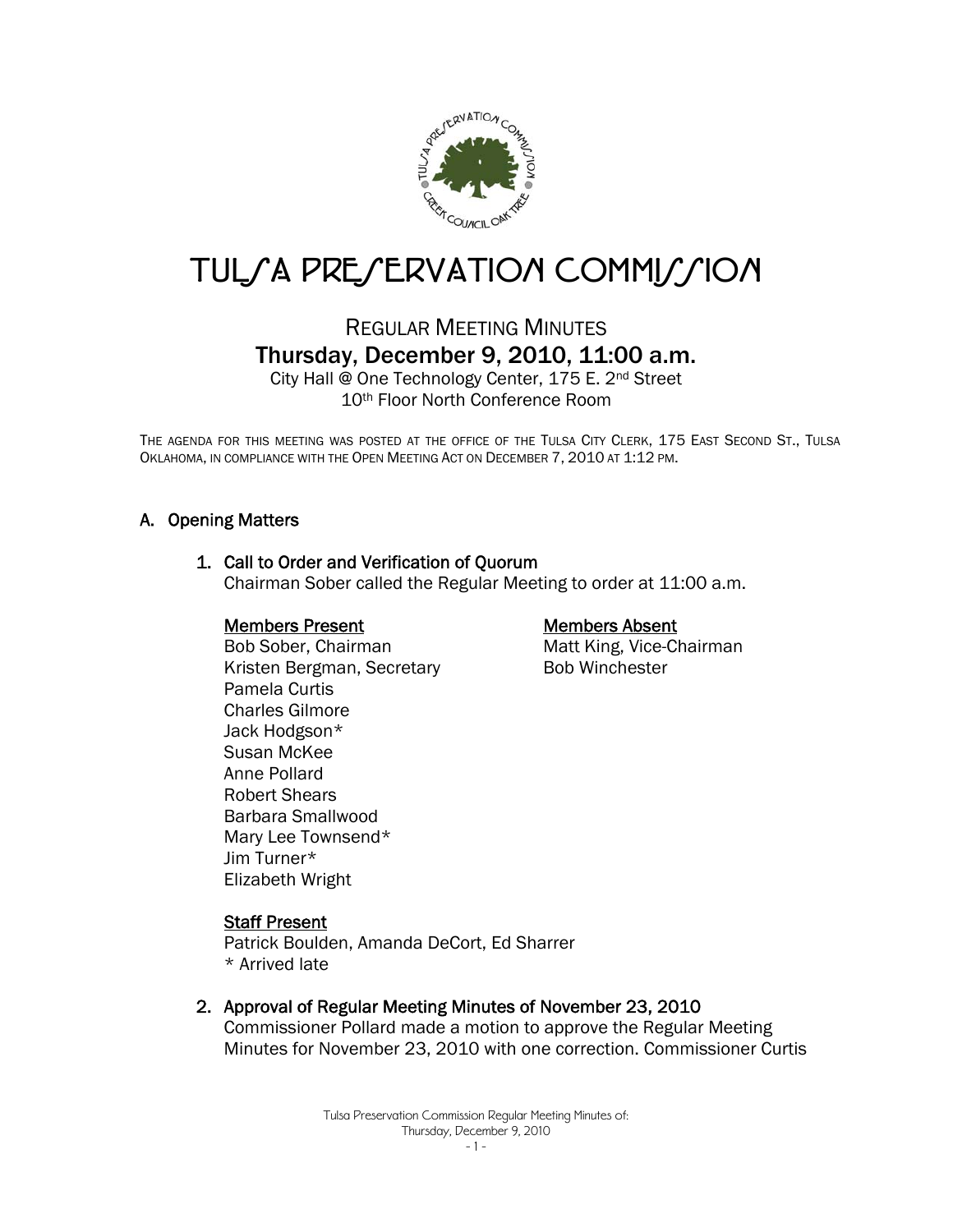# TULSA PRESERVATION COMMISSION

## REGULAR MEETING MINUTES

## Thursday, December 9, 2010, 11:00 a.m.

City Hall @ One Technology Center, 175 E. 2nd Street
10th Floor North Conference Room

THE AGENDA FOR THIS MEETING WAS POSTED AT THE OFFICE OF THE TULSA CITY CLERK, 175 EAST SECOND ST., TULSA OKLAHOMA, IN COMPLIANCE WITH THE OPEN MEETING ACT ON DECEMBER 7, 2010 AT 1:12 PM.

### A. Opening Matters

1. **Call to Order and Verification of Quorum**
   Chairman Sober called the Regular Meeting to order at 11:00 a.m.

   **Members Present**
   Bob Sober, Chairman
   Kristen Bergman, Secretary
   Pamela Curtis
   Charles Gilmore
   Jack Hodgson*
   Susan McKee
   Anne Pollard
   Robert Shears
   Barbara Smallwood
   Mary Lee Townsend*
   Jim Turner*
   Elizabeth Wright

   **Members Absent**
   Matt King, Vice-Chairman
   Bob Winchester

   **Staff Present**
   Patrick Boulden, Amanda DeCort, Ed Sharrer
   * Arrived late

2. **Approval of Regular Meeting Minutes of November 23, 2010**
   Commissioner Pollard made a motion to approve the Regular Meeting Minutes for November 23, 2010 with one correction. Commissioner Curtis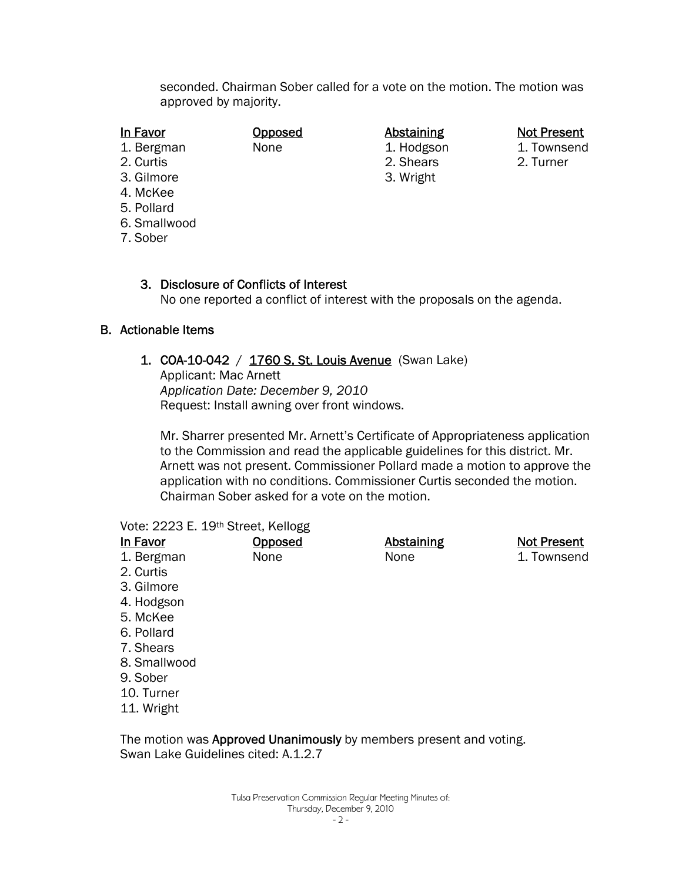seconded. Chairman Sober called for a vote on the motion. The motion was approved by majority.

| In Favor | Opposed | Abstaining | Not Present |
|---|---|---|---|
| 1. Bergman | None | 1. Hodgson | 1. Townsend |
| 2. Curtis | | 2. Shears | 2. Turner |
| 3. Gilmore | | 3. Wright | |
| 4. McKee | | | |
| 5. Pollard | | | |
| 6. Smallwood | | | |
| 7. Sober | | | |

3. Disclosure of Conflicts of Interest
   No one reported a conflict of interest with the proposals on the agenda.

B. Actionable Items

1. COA-10-042 / 1760 S. St. Louis Avenue (Swan Lake)
   Applicant: Mac Arnett
   *Application Date: December 9, 2010*
   Request: Install awning over front windows.

   Mr. Sharrer presented Mr. Arnett's Certificate of Appropriateness application to the Commission and read the applicable guidelines for this district. Mr. Arnett was not present. Commissioner Pollard made a motion to approve the application with no conditions. Commissioner Curtis seconded the motion. Chairman Sober asked for a vote on the motion.

Vote: 2223 E. 19th Street, Kellogg

| In Favor | Opposed | Abstaining | Not Present |
|---|---|---|---|
| 1. Bergman | None | None | 1. Townsend |
| 2. Curtis | | | |
| 3. Gilmore | | | |
| 4. Hodgson | | | |
| 5. McKee | | | |
| 6. Pollard | | | |
| 7. Shears | | | |
| 8. Smallwood | | | |
| 9. Sober | | | |
| 10. Turner | | | |
| 11. Wright | | | |

The motion was **Approved Unanimously** by members present and voting.
Swan Lake Guidelines cited: A.1.2.7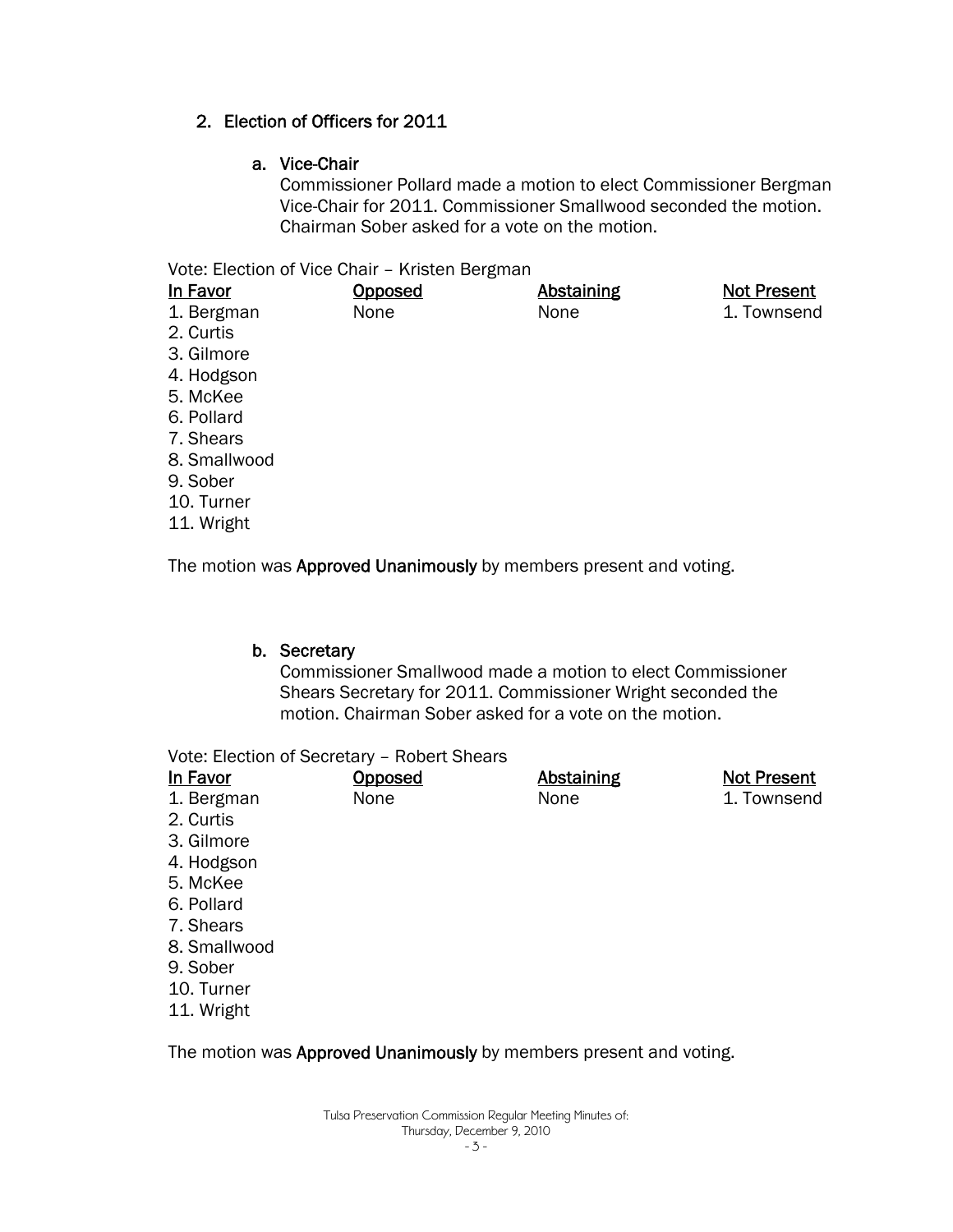## 2. Election of Officers for 2011

### a. Vice-Chair

Commissioner Pollard made a motion to elect Commissioner Bergman Vice-Chair for 2011. Commissioner Smallwood seconded the motion. Chairman Sober asked for a vote on the motion.

Vote: Election of Vice Chair – Kristen Bergman

| In Favor | Opposed | Abstaining | Not Present |
|---|---|---|---|
| 1. Bergman | None | None | 1. Townsend |
| 2. Curtis | | | |
| 3. Gilmore | | | |
| 4. Hodgson | | | |
| 5. McKee | | | |
| 6. Pollard | | | |
| 7. Shears | | | |
| 8. Smallwood | | | |
| 9. Sober | | | |
| 10. Turner | | | |
| 11. Wright | | | |

The motion was **Approved Unanimously** by members present and voting.

### b. Secretary

Commissioner Smallwood made a motion to elect Commissioner Shears Secretary for 2011. Commissioner Wright seconded the motion. Chairman Sober asked for a vote on the motion.

Vote: Election of Secretary – Robert Shears

| In Favor | Opposed | Abstaining | Not Present |
|---|---|---|---|
| 1. Bergman | None | None | 1. Townsend |
| 2. Curtis | | | |
| 3. Gilmore | | | |
| 4. Hodgson | | | |
| 5. McKee | | | |
| 6. Pollard | | | |
| 7. Shears | | | |
| 8. Smallwood | | | |
| 9. Sober | | | |
| 10. Turner | | | |
| 11. Wright | | | |

The motion was **Approved Unanimously** by members present and voting.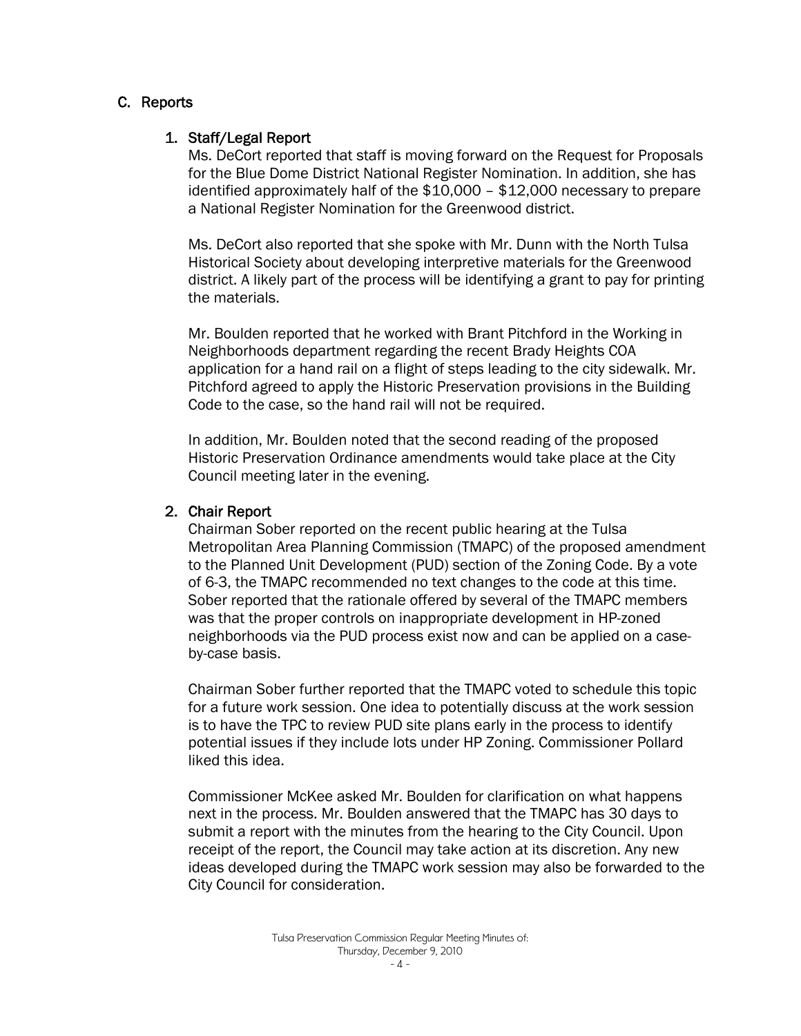## C. Reports

### 1. Staff/Legal Report

Ms. DeCort reported that staff is moving forward on the Request for Proposals for the Blue Dome District National Register Nomination. In addition, she has identified approximately half of the $10,000 – $12,000 necessary to prepare a National Register Nomination for the Greenwood district.

Ms. DeCort also reported that she spoke with Mr. Dunn with the North Tulsa Historical Society about developing interpretive materials for the Greenwood district. A likely part of the process will be identifying a grant to pay for printing the materials.

Mr. Boulden reported that he worked with Brant Pitchford in the Working in Neighborhoods department regarding the recent Brady Heights COA application for a hand rail on a flight of steps leading to the city sidewalk. Mr. Pitchford agreed to apply the Historic Preservation provisions in the Building Code to the case, so the hand rail will not be required.

In addition, Mr. Boulden noted that the second reading of the proposed Historic Preservation Ordinance amendments would take place at the City Council meeting later in the evening.

### 2. Chair Report

Chairman Sober reported on the recent public hearing at the Tulsa Metropolitan Area Planning Commission (TMAPC) of the proposed amendment to the Planned Unit Development (PUD) section of the Zoning Code. By a vote of 6-3, the TMAPC recommended no text changes to the code at this time. Sober reported that the rationale offered by several of the TMAPC members was that the proper controls on inappropriate development in HP-zoned neighborhoods via the PUD process exist now and can be applied on a case-by-case basis.

Chairman Sober further reported that the TMAPC voted to schedule this topic for a future work session. One idea to potentially discuss at the work session is to have the TPC to review PUD site plans early in the process to identify potential issues if they include lots under HP Zoning. Commissioner Pollard liked this idea.

Commissioner McKee asked Mr. Boulden for clarification on what happens next in the process. Mr. Boulden answered that the TMAPC has 30 days to submit a report with the minutes from the hearing to the City Council. Upon receipt of the report, the Council may take action at its discretion. Any new ideas developed during the TMAPC work session may also be forwarded to the City Council for consideration.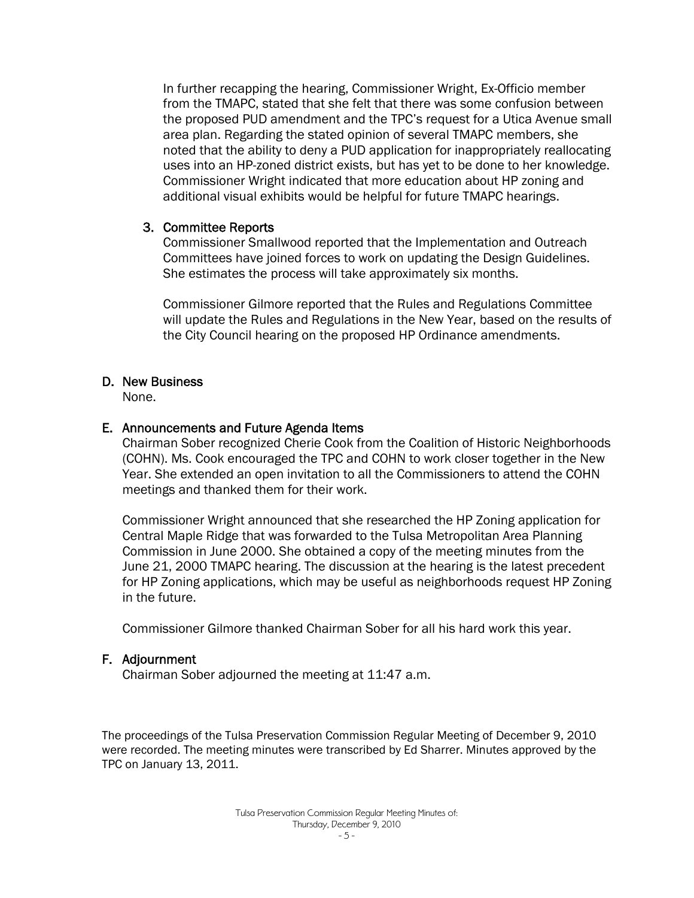In further recapping the hearing, Commissioner Wright, Ex-Officio member from the TMAPC, stated that she felt that there was some confusion between the proposed PUD amendment and the TPC's request for a Utica Avenue small area plan. Regarding the stated opinion of several TMAPC members, she noted that the ability to deny a PUD application for inappropriately reallocating uses into an HP-zoned district exists, but has yet to be done to her knowledge. Commissioner Wright indicated that more education about HP zoning and additional visual exhibits would be helpful for future TMAPC hearings.

3. Committee Reports

   Commissioner Smallwood reported that the Implementation and Outreach Committees have joined forces to work on updating the Design Guidelines. She estimates the process will take approximately six months.

   Commissioner Gilmore reported that the Rules and Regulations Committee will update the Rules and Regulations in the New Year, based on the results of the City Council hearing on the proposed HP Ordinance amendments.

## D. New Business

None.

## E. Announcements and Future Agenda Items

Chairman Sober recognized Cherie Cook from the Coalition of Historic Neighborhoods (COHN). Ms. Cook encouraged the TPC and COHN to work closer together in the New Year. She extended an open invitation to all the Commissioners to attend the COHN meetings and thanked them for their work.

Commissioner Wright announced that she researched the HP Zoning application for Central Maple Ridge that was forwarded to the Tulsa Metropolitan Area Planning Commission in June 2000. She obtained a copy of the meeting minutes from the June 21, 2000 TMAPC hearing. The discussion at the hearing is the latest precedent for HP Zoning applications, which may be useful as neighborhoods request HP Zoning in the future.

Commissioner Gilmore thanked Chairman Sober for all his hard work this year.

## F. Adjournment

Chairman Sober adjourned the meeting at 11:47 a.m.

The proceedings of the Tulsa Preservation Commission Regular Meeting of December 9, 2010 were recorded. The meeting minutes were transcribed by Ed Sharrer. Minutes approved by the TPC on January 13, 2011.